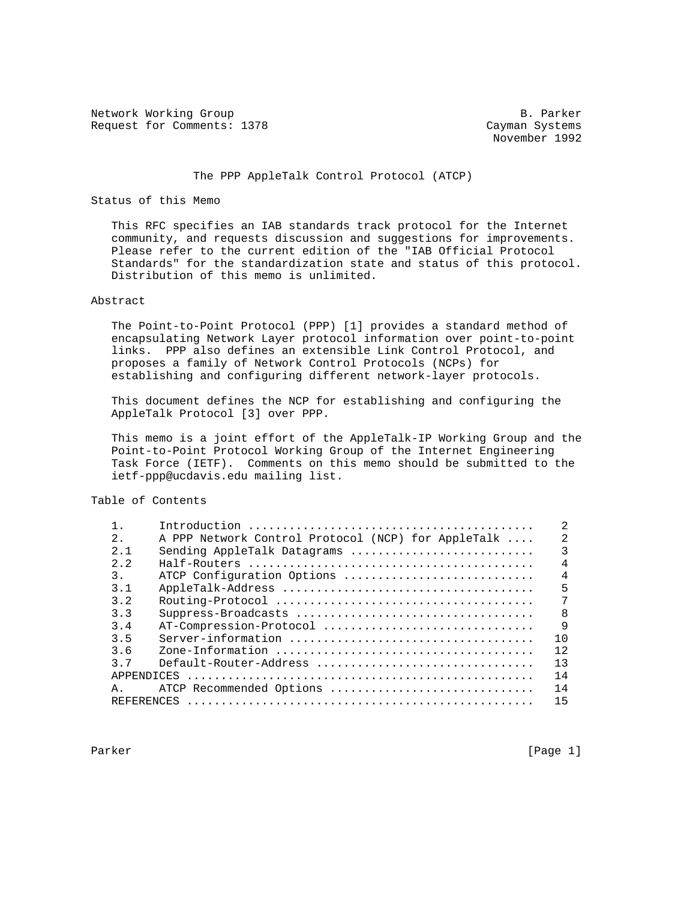Network Working Group B. Parker
Request for Comments: 1378 Cayman Systems
November 1992

# The PPP AppleTalk Control Protocol (ATCP)

## Status of this Memo

This RFC specifies an IAB standards track protocol for the Internet community, and requests discussion and suggestions for improvements. Please refer to the current edition of the "IAB Official Protocol Standards" for the standardization state and status of this protocol. Distribution of this memo is unlimited.

## Abstract

The Point-to-Point Protocol (PPP) [1] provides a standard method of encapsulating Network Layer protocol information over point-to-point links. PPP also defines an extensible Link Control Protocol, and proposes a family of Network Control Protocols (NCPs) for establishing and configuring different network-layer protocols.

This document defines the NCP for establishing and configuring the AppleTalk Protocol [3] over PPP.

This memo is a joint effort of the AppleTalk-IP Working Group and the Point-to-Point Protocol Working Group of the Internet Engineering Task Force (IETF). Comments on this memo should be submitted to the ietf-ppp@ucdavis.edu mailing list.

## Table of Contents

```
1.     Introduction ........................................    2
2.     A PPP Network Control Protocol (NCP) for AppleTalk ....    2
2.1    Sending AppleTalk Datagrams ..........................    3
2.2    Half-Routers .........................................    4
3.     ATCP Configuration Options ...........................    4
3.1    AppleTalk-Address ....................................    5
3.2    Routing-Protocol .....................................    7
3.3    Suppress-Broadcasts ..................................    8
3.4    AT-Compression-Protocol ..............................    9
3.5    Server-information ...................................   10
3.6    Zone-Information .....................................   12
3.7    Default-Router-Address ...............................   13
APPENDICES ..................................................   14
A.     ATCP Recommended Options .............................   14
REFERENCES ..................................................   15
```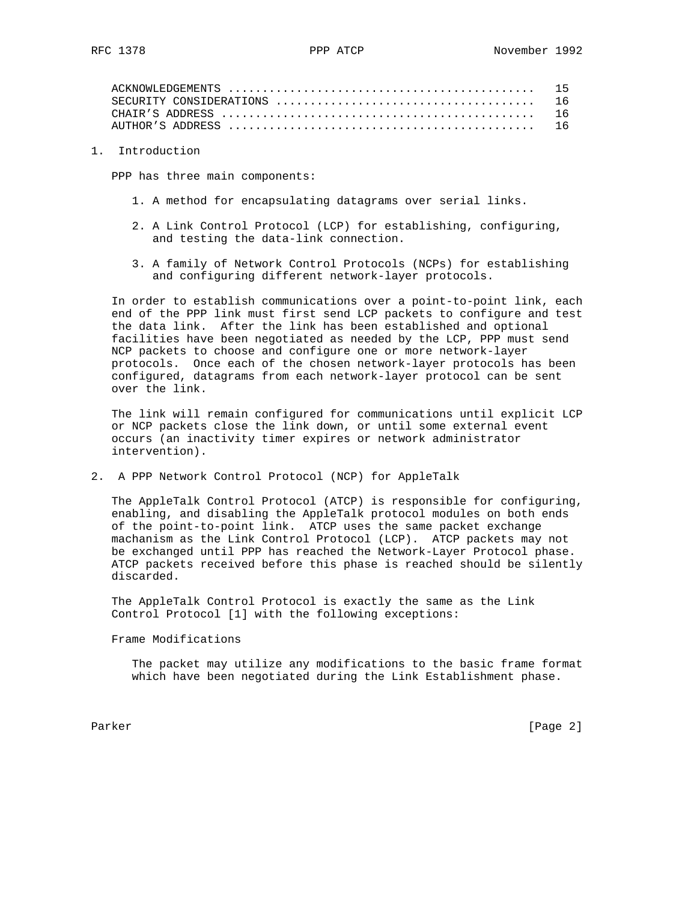| | |
|---|---|
| ACKNOWLEDGEMENTS | 15 |
| SECURITY CONSIDERATIONS | 16 |
| CHAIR'S ADDRESS | 16 |
| AUTHOR'S ADDRESS | 16 |

## 1. Introduction

PPP has three main components:

1. A method for encapsulating datagrams over serial links.

2. A Link Control Protocol (LCP) for establishing, configuring, and testing the data-link connection.

3. A family of Network Control Protocols (NCPs) for establishing and configuring different network-layer protocols.

In order to establish communications over a point-to-point link, each end of the PPP link must first send LCP packets to configure and test the data link. After the link has been established and optional facilities have been negotiated as needed by the LCP, PPP must send NCP packets to choose and configure one or more network-layer protocols. Once each of the chosen network-layer protocols has been configured, datagrams from each network-layer protocol can be sent over the link.

The link will remain configured for communications until explicit LCP or NCP packets close the link down, or until some external event occurs (an inactivity timer expires or network administrator intervention).

## 2. A PPP Network Control Protocol (NCP) for AppleTalk

The AppleTalk Control Protocol (ATCP) is responsible for configuring, enabling, and disabling the AppleTalk protocol modules on both ends of the point-to-point link. ATCP uses the same packet exchange machanism as the Link Control Protocol (LCP). ATCP packets may not be exchanged until PPP has reached the Network-Layer Protocol phase. ATCP packets received before this phase is reached should be silently discarded.

The AppleTalk Control Protocol is exactly the same as the Link Control Protocol [1] with the following exceptions:

Frame Modifications

The packet may utilize any modifications to the basic frame format which have been negotiated during the Link Establishment phase.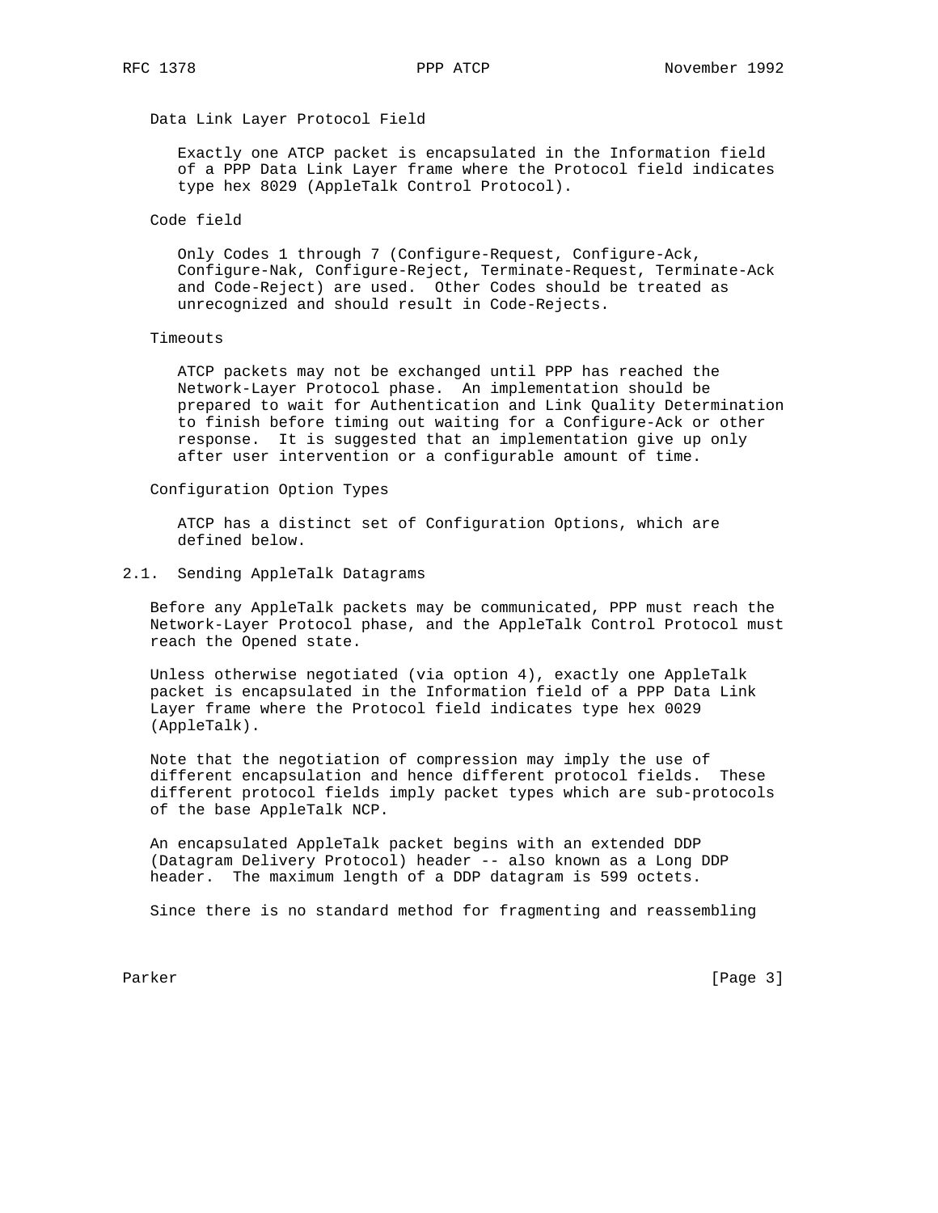Data Link Layer Protocol Field

Exactly one ATCP packet is encapsulated in the Information field of a PPP Data Link Layer frame where the Protocol field indicates type hex 8029 (AppleTalk Control Protocol).

Code field

Only Codes 1 through 7 (Configure-Request, Configure-Ack, Configure-Nak, Configure-Reject, Terminate-Request, Terminate-Ack and Code-Reject) are used. Other Codes should be treated as unrecognized and should result in Code-Rejects.

Timeouts

ATCP packets may not be exchanged until PPP has reached the Network-Layer Protocol phase. An implementation should be prepared to wait for Authentication and Link Quality Determination to finish before timing out waiting for a Configure-Ack or other response. It is suggested that an implementation give up only after user intervention or a configurable amount of time.

Configuration Option Types

ATCP has a distinct set of Configuration Options, which are defined below.

## 2.1. Sending AppleTalk Datagrams

Before any AppleTalk packets may be communicated, PPP must reach the Network-Layer Protocol phase, and the AppleTalk Control Protocol must reach the Opened state.

Unless otherwise negotiated (via option 4), exactly one AppleTalk packet is encapsulated in the Information field of a PPP Data Link Layer frame where the Protocol field indicates type hex 0029 (AppleTalk).

Note that the negotiation of compression may imply the use of different encapsulation and hence different protocol fields. These different protocol fields imply packet types which are sub-protocols of the base AppleTalk NCP.

An encapsulated AppleTalk packet begins with an extended DDP (Datagram Delivery Protocol) header -- also known as a Long DDP header. The maximum length of a DDP datagram is 599 octets.

Since there is no standard method for fragmenting and reassembling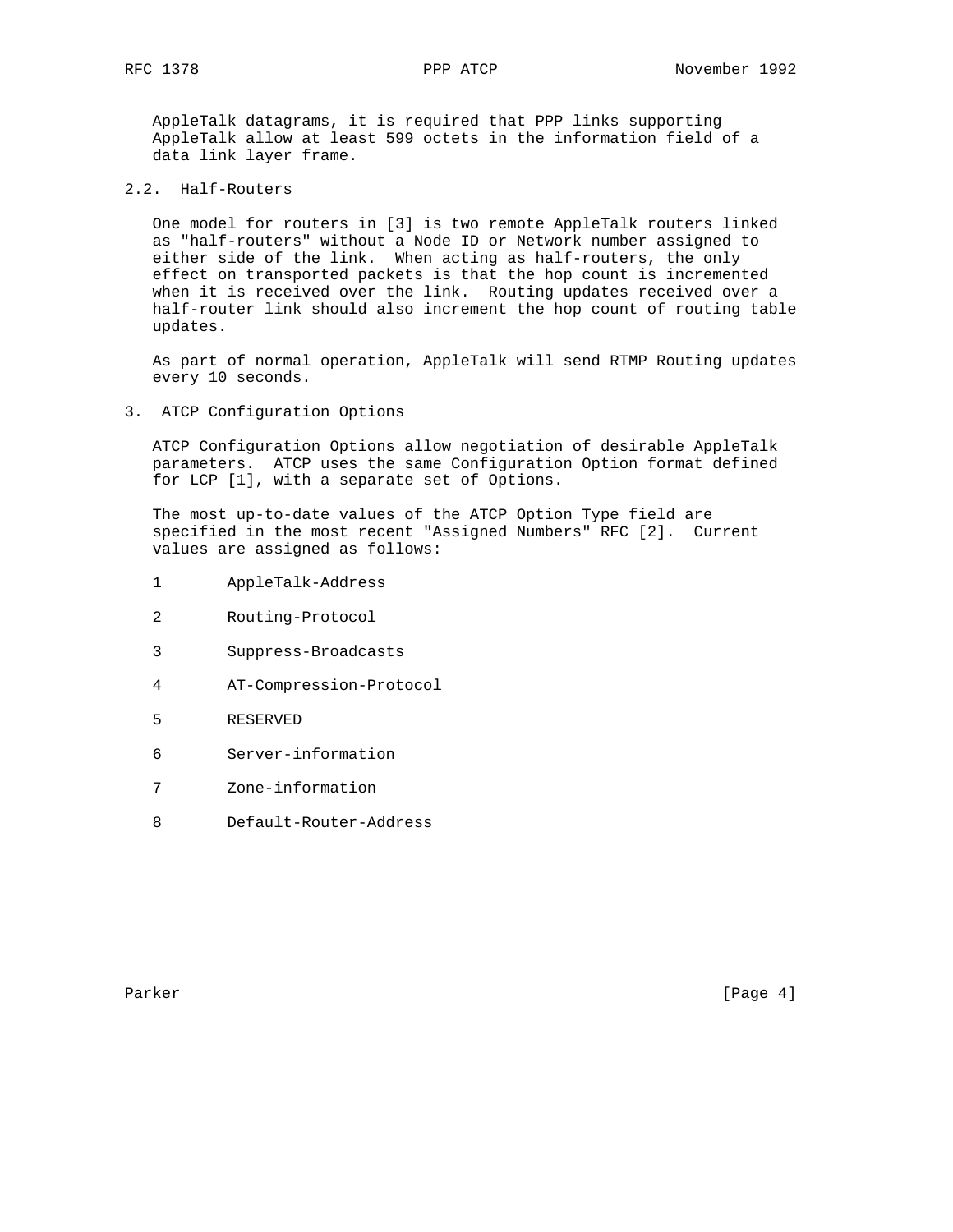AppleTalk datagrams, it is required that PPP links supporting AppleTalk allow at least 599 octets in the information field of a data link layer frame.

### 2.2. Half-Routers

One model for routers in [3] is two remote AppleTalk routers linked as "half-routers" without a Node ID or Network number assigned to either side of the link. When acting as half-routers, the only effect on transported packets is that the hop count is incremented when it is received over the link. Routing updates received over a half-router link should also increment the hop count of routing table updates.

As part of normal operation, AppleTalk will send RTMP Routing updates every 10 seconds.

## 3. ATCP Configuration Options

ATCP Configuration Options allow negotiation of desirable AppleTalk parameters. ATCP uses the same Configuration Option format defined for LCP [1], with a separate set of Options.

The most up-to-date values of the ATCP Option Type field are specified in the most recent "Assigned Numbers" RFC [2]. Current values are assigned as follows:

```
1       AppleTalk-Address

2       Routing-Protocol

3       Suppress-Broadcasts

4       AT-Compression-Protocol

5       RESERVED

6       Server-information

7       Zone-information

8       Default-Router-Address
```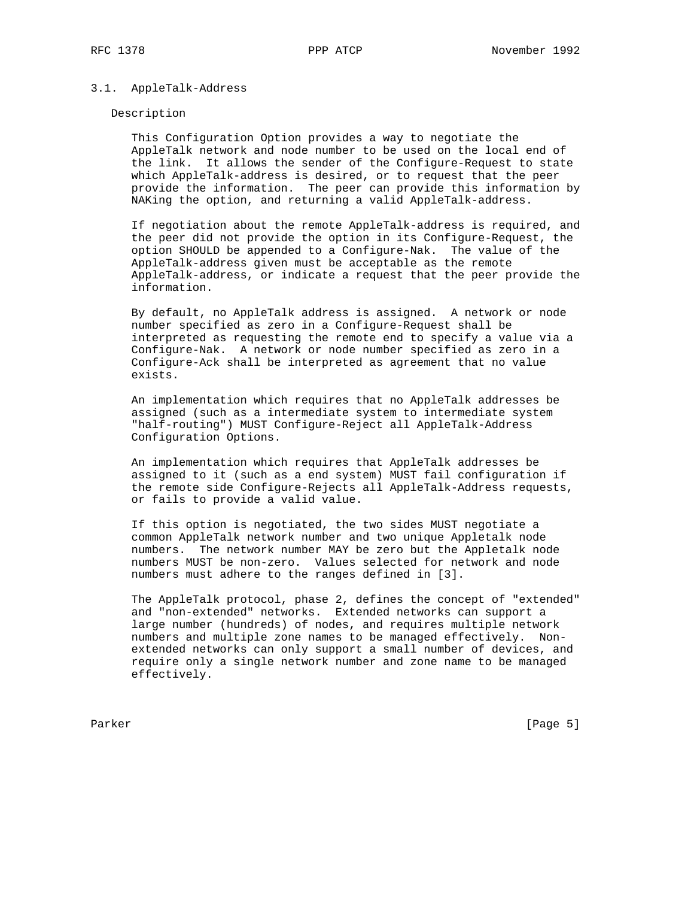### 3.1. AppleTalk-Address

Description

This Configuration Option provides a way to negotiate the AppleTalk network and node number to be used on the local end of the link. It allows the sender of the Configure-Request to state which AppleTalk-address is desired, or to request that the peer provide the information. The peer can provide this information by NAKing the option, and returning a valid AppleTalk-address.

If negotiation about the remote AppleTalk-address is required, and the peer did not provide the option in its Configure-Request, the option SHOULD be appended to a Configure-Nak. The value of the AppleTalk-address given must be acceptable as the remote AppleTalk-address, or indicate a request that the peer provide the information.

By default, no AppleTalk address is assigned. A network or node number specified as zero in a Configure-Request shall be interpreted as requesting the remote end to specify a value via a Configure-Nak. A network or node number specified as zero in a Configure-Ack shall be interpreted as agreement that no value exists.

An implementation which requires that no AppleTalk addresses be assigned (such as a intermediate system to intermediate system "half-routing") MUST Configure-Reject all AppleTalk-Address Configuration Options.

An implementation which requires that AppleTalk addresses be assigned to it (such as a end system) MUST fail configuration if the remote side Configure-Rejects all AppleTalk-Address requests, or fails to provide a valid value.

If this option is negotiated, the two sides MUST negotiate a common AppleTalk network number and two unique Appletalk node numbers. The network number MAY be zero but the Appletalk node numbers MUST be non-zero. Values selected for network and node numbers must adhere to the ranges defined in [3].

The AppleTalk protocol, phase 2, defines the concept of "extended" and "non-extended" networks. Extended networks can support a large number (hundreds) of nodes, and requires multiple network numbers and multiple zone names to be managed effectively. Non-extended networks can only support a small number of devices, and require only a single network number and zone name to be managed effectively.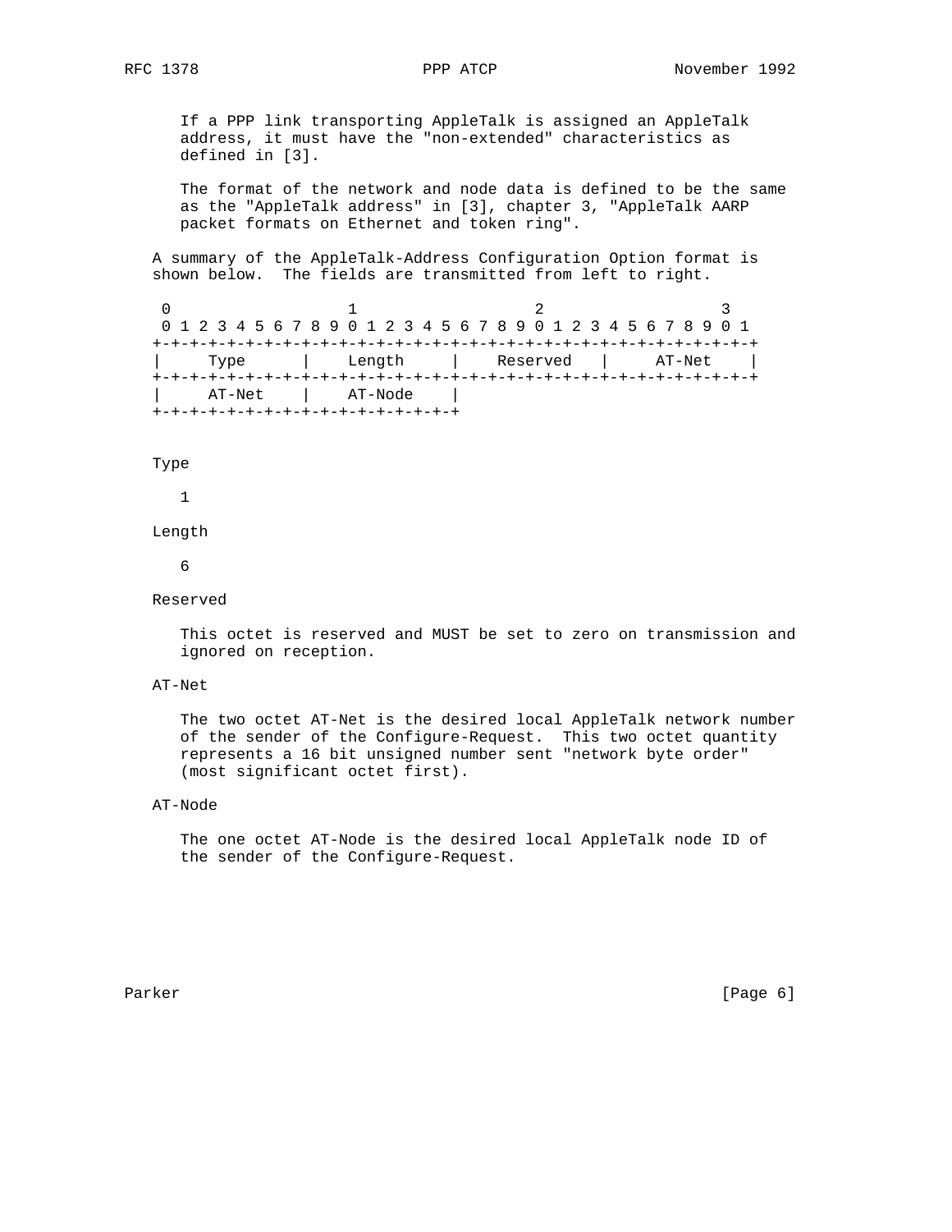If a PPP link transporting AppleTalk is assigned an AppleTalk address, it must have the "non-extended" characteristics as defined in [3].

The format of the network and node data is defined to be the same as the "AppleTalk address" in [3], chapter 3, "AppleTalk AARP packet formats on Ethernet and token ring".

A summary of the AppleTalk-Address Configuration Option format is shown below. The fields are transmitted from left to right.

```
 0                   1                   2                   3
 0 1 2 3 4 5 6 7 8 9 0 1 2 3 4 5 6 7 8 9 0 1 2 3 4 5 6 7 8 9 0 1
+-+-+-+-+-+-+-+-+-+-+-+-+-+-+-+-+-+-+-+-+-+-+-+-+-+-+-+-+-+-+-+-+
|     Type      |    Length     |    Reserved   |     AT-Net    |
+-+-+-+-+-+-+-+-+-+-+-+-+-+-+-+-+-+-+-+-+-+-+-+-+-+-+-+-+-+-+-+-+
|     AT-Net    |    AT-Node    |
+-+-+-+-+-+-+-+-+-+-+-+-+-+-+-+-+
```

Type

1

Length

6

Reserved

This octet is reserved and MUST be set to zero on transmission and ignored on reception.

AT-Net

The two octet AT-Net is the desired local AppleTalk network number of the sender of the Configure-Request. This two octet quantity represents a 16 bit unsigned number sent "network byte order" (most significant octet first).

AT-Node

The one octet AT-Node is the desired local AppleTalk node ID of the sender of the Configure-Request.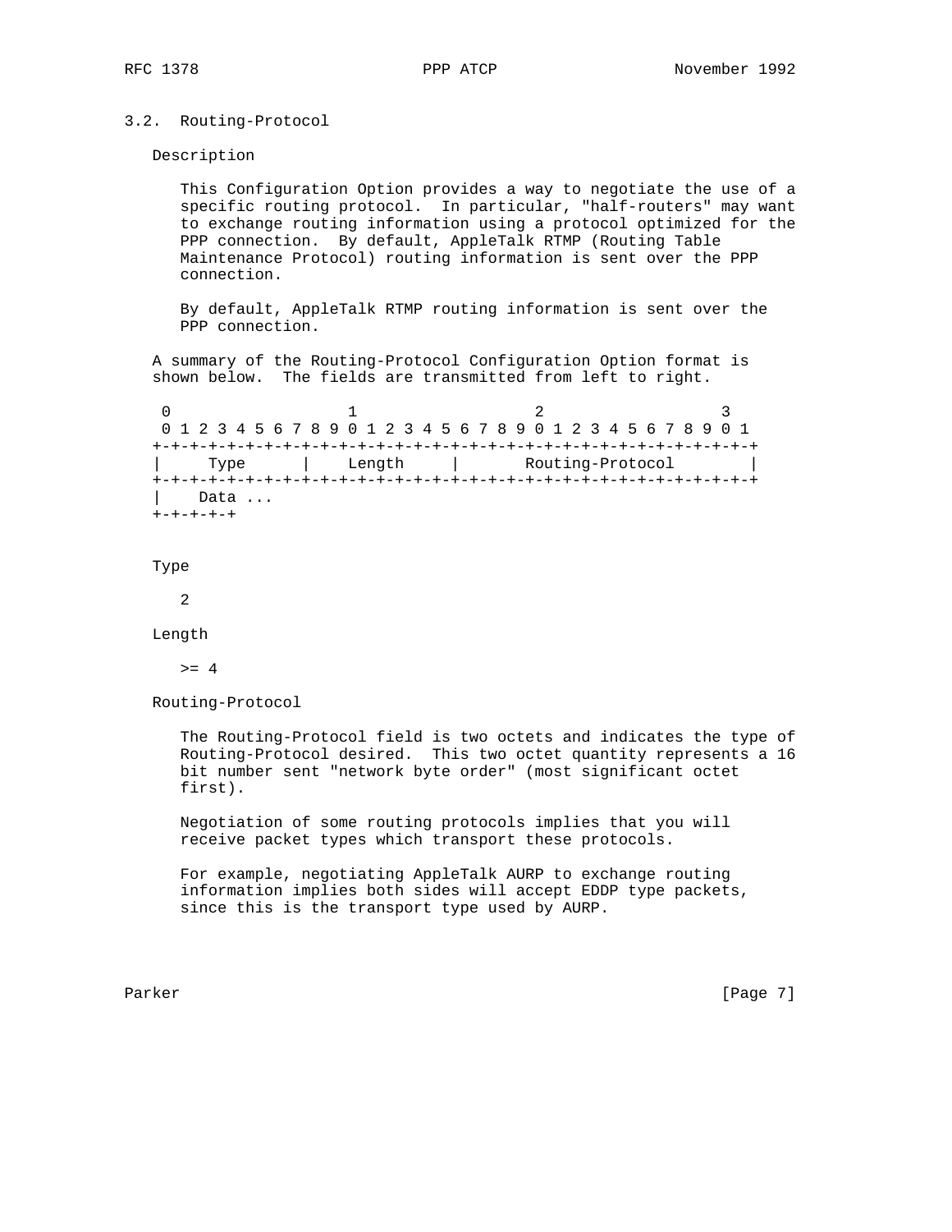### 3.2. Routing-Protocol

Description

This Configuration Option provides a way to negotiate the use of a specific routing protocol. In particular, "half-routers" may want to exchange routing information using a protocol optimized for the PPP connection. By default, AppleTalk RTMP (Routing Table Maintenance Protocol) routing information is sent over the PPP connection.

By default, AppleTalk RTMP routing information is sent over the PPP connection.

A summary of the Routing-Protocol Configuration Option format is shown below. The fields are transmitted from left to right.

```
 0                   1                   2                   3
 0 1 2 3 4 5 6 7 8 9 0 1 2 3 4 5 6 7 8 9 0 1 2 3 4 5 6 7 8 9 0 1
+-+-+-+-+-+-+-+-+-+-+-+-+-+-+-+-+-+-+-+-+-+-+-+-+-+-+-+-+-+-+-+-+
|     Type      |    Length     |       Routing-Protocol        |
+-+-+-+-+-+-+-+-+-+-+-+-+-+-+-+-+-+-+-+-+-+-+-+-+-+-+-+-+-+-+-+-+
|    Data ...
+-+-+-+-+
```

Type

2

Length

>= 4

Routing-Protocol

The Routing-Protocol field is two octets and indicates the type of Routing-Protocol desired. This two octet quantity represents a 16 bit number sent "network byte order" (most significant octet first).

Negotiation of some routing protocols implies that you will receive packet types which transport these protocols.

For example, negotiating AppleTalk AURP to exchange routing information implies both sides will accept EDDP type packets, since this is the transport type used by AURP.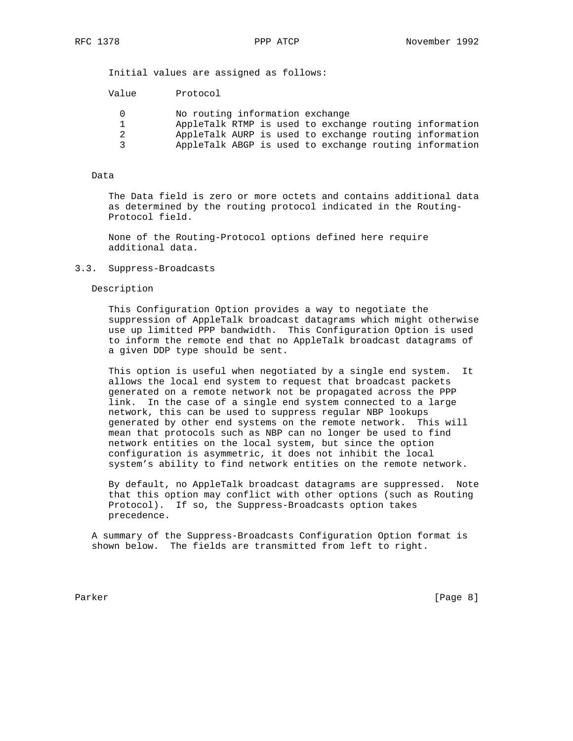Initial values are assigned as follows:

| Value | Protocol |
|---|---|
| 0 | No routing information exchange |
| 1 | AppleTalk RTMP is used to exchange routing information |
| 2 | AppleTalk AURP is used to exchange routing information |
| 3 | AppleTalk ABGP is used to exchange routing information |

Data

The Data field is zero or more octets and contains additional data as determined by the routing protocol indicated in the Routing-Protocol field.

None of the Routing-Protocol options defined here require additional data.

### 3.3. Suppress-Broadcasts

Description

This Configuration Option provides a way to negotiate the suppression of AppleTalk broadcast datagrams which might otherwise use up limited PPP bandwidth. This Configuration Option is used to inform the remote end that no AppleTalk broadcast datagrams of a given DDP type should be sent.

This option is useful when negotiated by a single end system. It allows the local end system to request that broadcast packets generated on a remote network not be propagated across the PPP link. In the case of a single end system connected to a large network, this can be used to suppress regular NBP lookups generated by other end systems on the remote network. This will mean that protocols such as NBP can no longer be used to find network entities on the local system, but since the option configuration is asymmetric, it does not inhibit the local system's ability to find network entities on the remote network.

By default, no AppleTalk broadcast datagrams are suppressed. Note that this option may conflict with other options (such as Routing Protocol). If so, the Suppress-Broadcasts option takes precedence.

A summary of the Suppress-Broadcasts Configuration Option format is shown below. The fields are transmitted from left to right.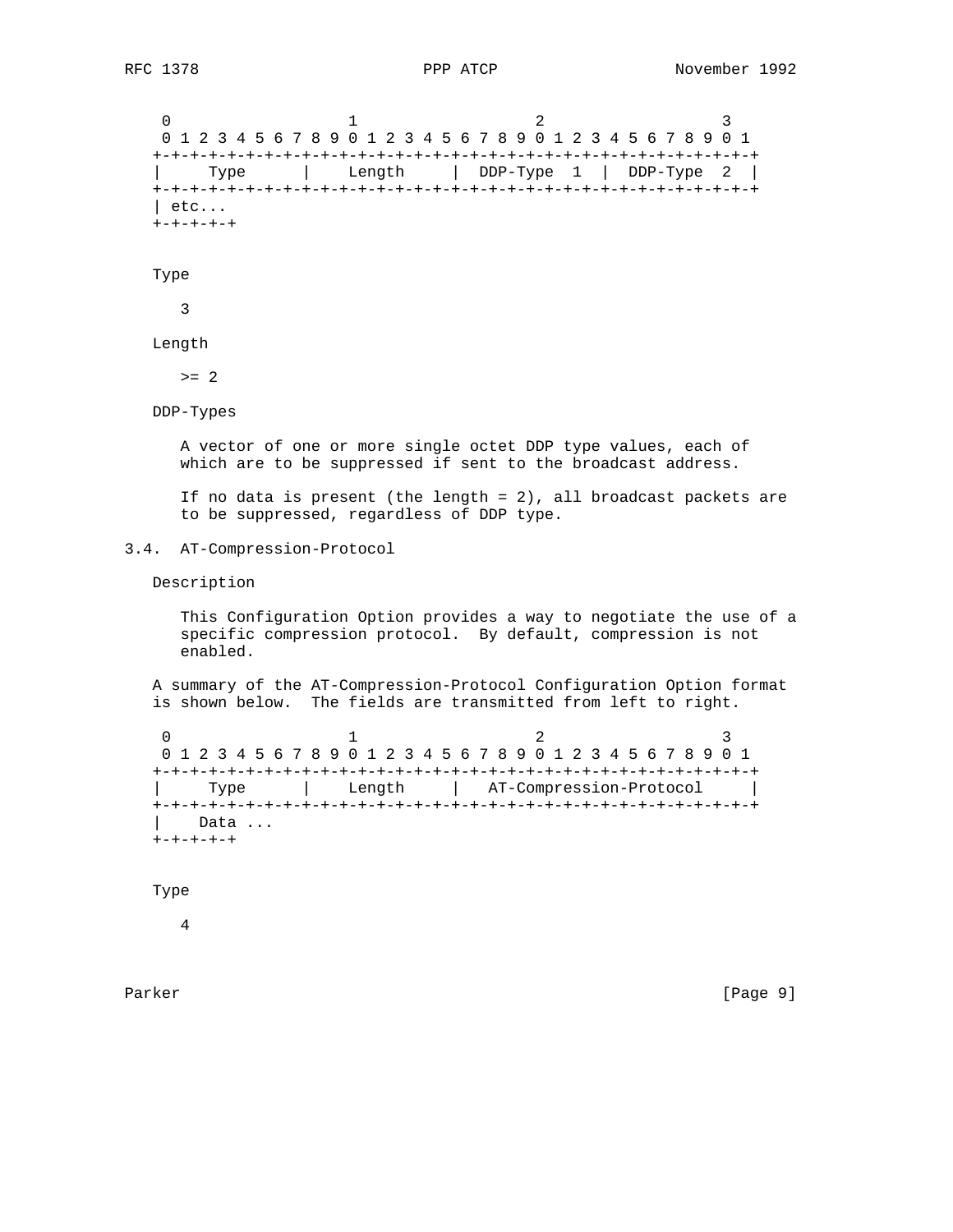```
    0                   1                   2                   3
    0 1 2 3 4 5 6 7 8 9 0 1 2 3 4 5 6 7 8 9 0 1 2 3 4 5 6 7 8 9 0 1
   +-+-+-+-+-+-+-+-+-+-+-+-+-+-+-+-+-+-+-+-+-+-+-+-+-+-+-+-+-+-+-+-+
   |     Type      |    Length     |  DDP-Type  1  |  DDP-Type  2  |
   +-+-+-+-+-+-+-+-+-+-+-+-+-+-+-+-+-+-+-+-+-+-+-+-+-+-+-+-+-+-+-+-+
   | etc...
   +-+-+-+-+
```

Type

3

Length

>= 2

DDP-Types

A vector of one or more single octet DDP type values, each of which are to be suppressed if sent to the broadcast address.

If no data is present (the length = 2), all broadcast packets are to be suppressed, regardless of DDP type.

### 3.4. AT-Compression-Protocol

Description

This Configuration Option provides a way to negotiate the use of a specific compression protocol. By default, compression is not enabled.

A summary of the AT-Compression-Protocol Configuration Option format is shown below. The fields are transmitted from left to right.

```
    0                   1                   2                   3
    0 1 2 3 4 5 6 7 8 9 0 1 2 3 4 5 6 7 8 9 0 1 2 3 4 5 6 7 8 9 0 1
   +-+-+-+-+-+-+-+-+-+-+-+-+-+-+-+-+-+-+-+-+-+-+-+-+-+-+-+-+-+-+-+-+
   |     Type      |    Length     |   AT-Compression-Protocol     |
   +-+-+-+-+-+-+-+-+-+-+-+-+-+-+-+-+-+-+-+-+-+-+-+-+-+-+-+-+-+-+-+-+
   |    Data ...
   +-+-+-+-+
```

Type

4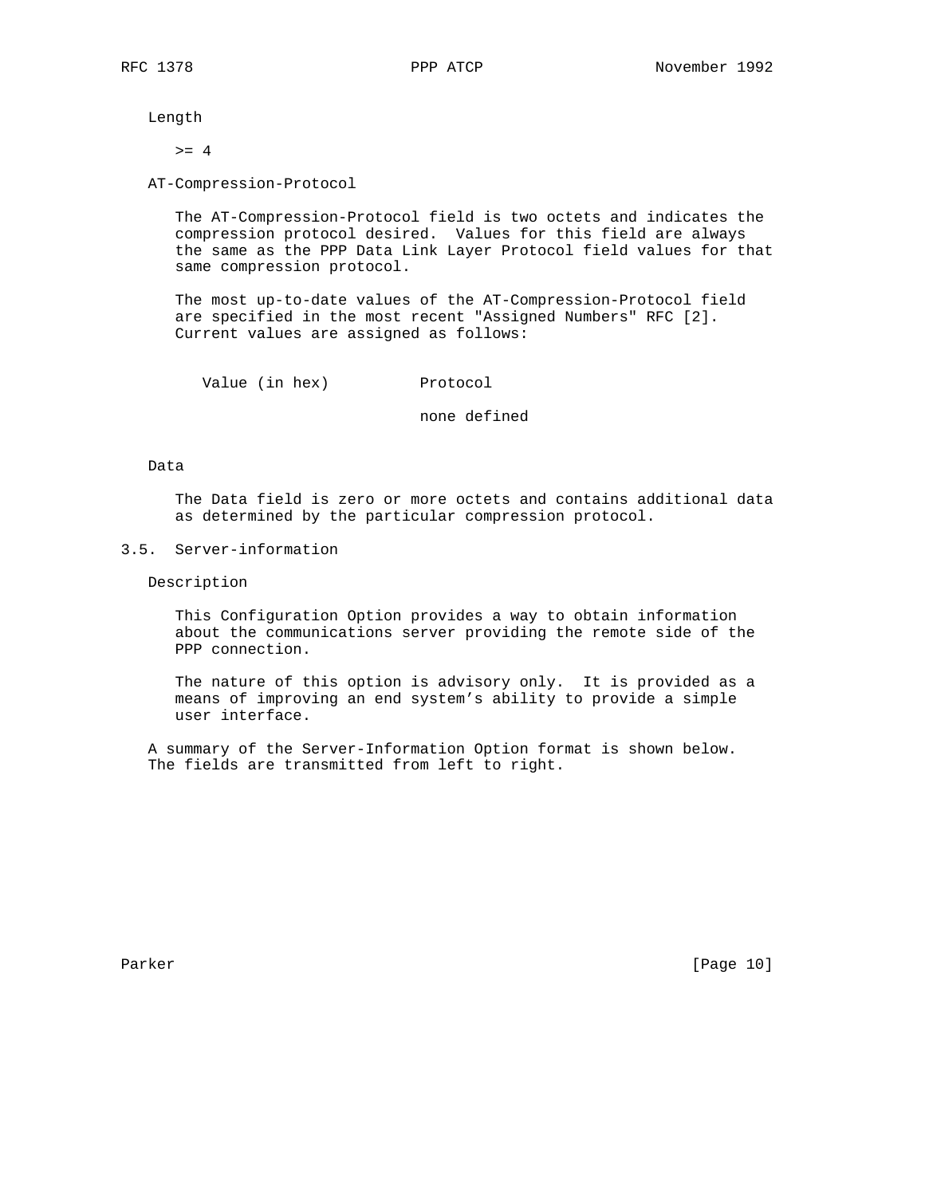Length

>= 4

AT-Compression-Protocol

The AT-Compression-Protocol field is two octets and indicates the compression protocol desired. Values for this field are always the same as the PPP Data Link Layer Protocol field values for that same compression protocol.

The most up-to-date values of the AT-Compression-Protocol field are specified in the most recent "Assigned Numbers" RFC [2]. Current values are assigned as follows:

| Value (in hex) | Protocol |
| --- | --- |
| | none defined |

Data

The Data field is zero or more octets and contains additional data as determined by the particular compression protocol.

## 3.5. Server-information

Description

This Configuration Option provides a way to obtain information about the communications server providing the remote side of the PPP connection.

The nature of this option is advisory only. It is provided as a means of improving an end system's ability to provide a simple user interface.

A summary of the Server-Information Option format is shown below. The fields are transmitted from left to right.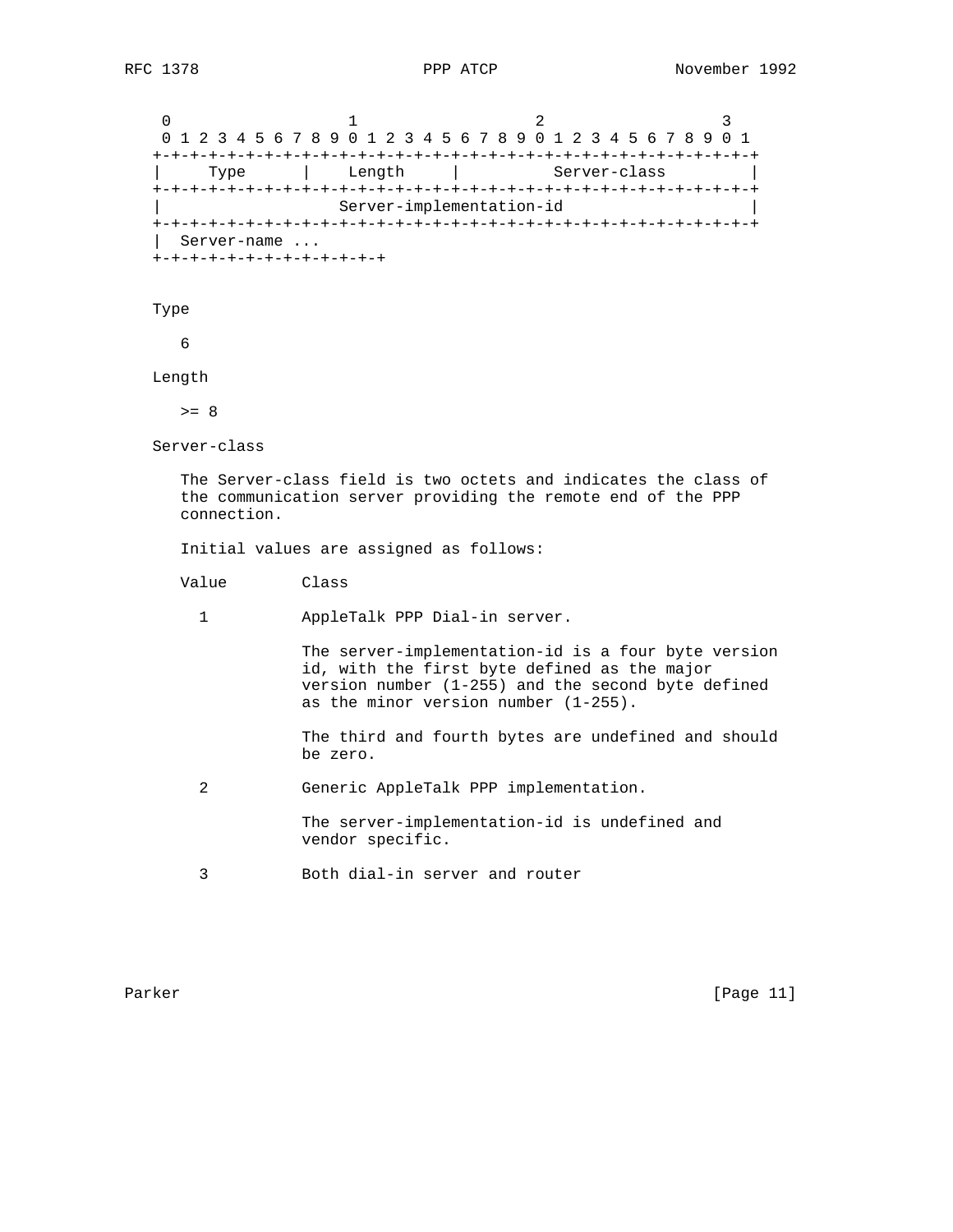```
    0                   1                   2                   3
    0 1 2 3 4 5 6 7 8 9 0 1 2 3 4 5 6 7 8 9 0 1 2 3 4 5 6 7 8 9 0 1
   +-+-+-+-+-+-+-+-+-+-+-+-+-+-+-+-+-+-+-+-+-+-+-+-+-+-+-+-+-+-+-+-+
   |     Type      |    Length     |         Server-class          |
   +-+-+-+-+-+-+-+-+-+-+-+-+-+-+-+-+-+-+-+-+-+-+-+-+-+-+-+-+-+-+-+-+
   |                   Server-implementation-id                    |
   +-+-+-+-+-+-+-+-+-+-+-+-+-+-+-+-+-+-+-+-+-+-+-+-+-+-+-+-+-+-+-+-+
   |  Server-name ...
   +-+-+-+-+-+-+-+-+-+-+-+-+-+
```

Type

6

Length

>= 8

Server-class

The Server-class field is two octets and indicates the class of the communication server providing the remote end of the PPP connection.

Initial values are assigned as follows:

| Value | Class |
|---|---|
| 1 | AppleTalk PPP Dial-in server.<br><br>The server-implementation-id is a four byte version id, with the first byte defined as the major version number (1-255) and the second byte defined as the minor version number (1-255).<br><br>The third and fourth bytes are undefined and should be zero. |
| 2 | Generic AppleTalk PPP implementation.<br><br>The server-implementation-id is undefined and vendor specific. |
| 3 | Both dial-in server and router |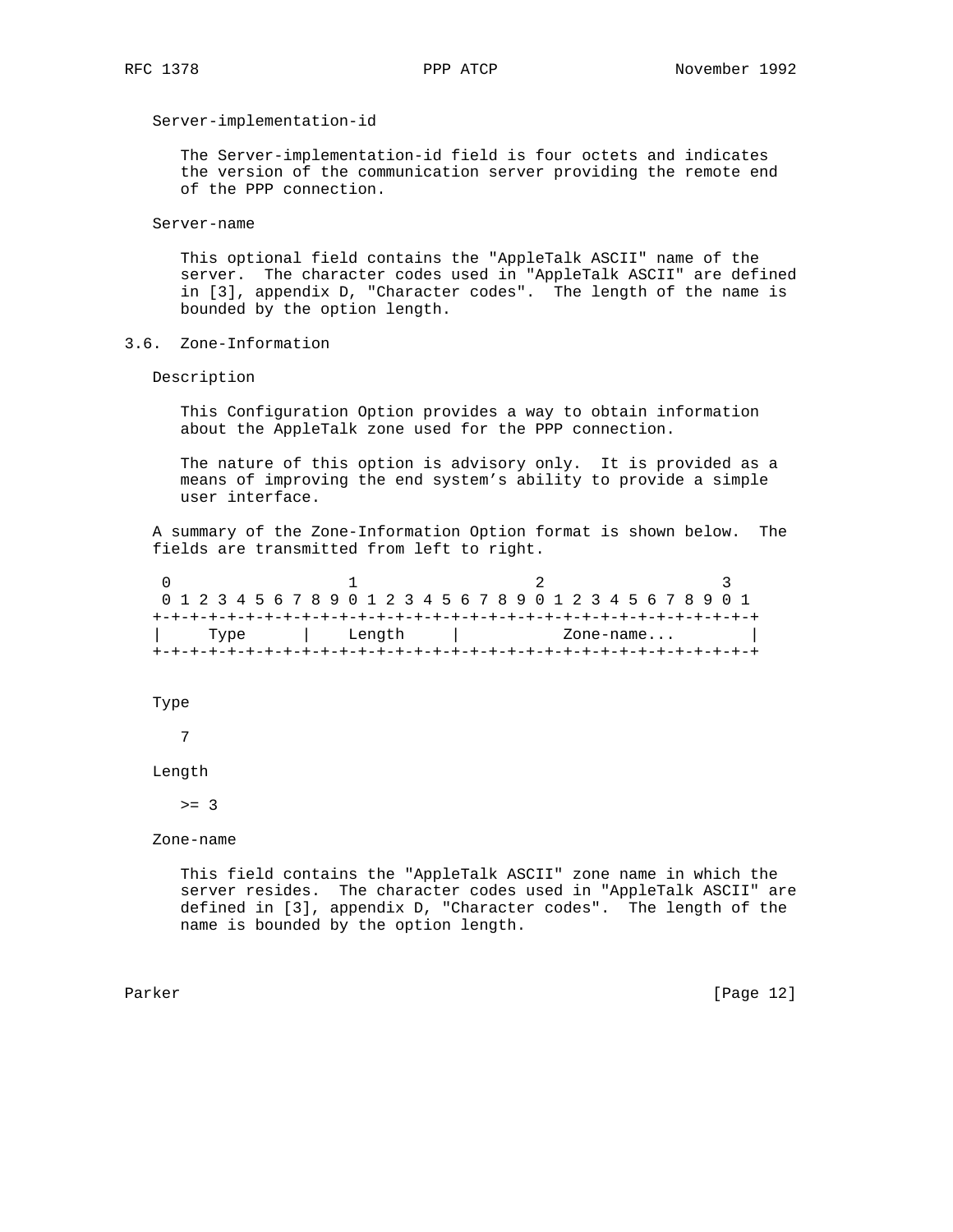Server-implementation-id

The Server-implementation-id field is four octets and indicates the version of the communication server providing the remote end of the PPP connection.

Server-name

This optional field contains the "AppleTalk ASCII" name of the server. The character codes used in "AppleTalk ASCII" are defined in [3], appendix D, "Character codes". The length of the name is bounded by the option length.

### 3.6. Zone-Information

Description

This Configuration Option provides a way to obtain information about the AppleTalk zone used for the PPP connection.

The nature of this option is advisory only. It is provided as a means of improving the end system’s ability to provide a simple user interface.

A summary of the Zone-Information Option format is shown below. The fields are transmitted from left to right.

```
 0                   1                   2                   3
 0 1 2 3 4 5 6 7 8 9 0 1 2 3 4 5 6 7 8 9 0 1 2 3 4 5 6 7 8 9 0 1
+-+-+-+-+-+-+-+-+-+-+-+-+-+-+-+-+-+-+-+-+-+-+-+-+-+-+-+-+-+-+-+-+
|     Type      |    Length     |           Zone-name...        |
+-+-+-+-+-+-+-+-+-+-+-+-+-+-+-+-+-+-+-+-+-+-+-+-+-+-+-+-+-+-+-+-+
```

Type

7

Length

>= 3

Zone-name

This field contains the "AppleTalk ASCII" zone name in which the server resides. The character codes used in "AppleTalk ASCII" are defined in [3], appendix D, "Character codes". The length of the name is bounded by the option length.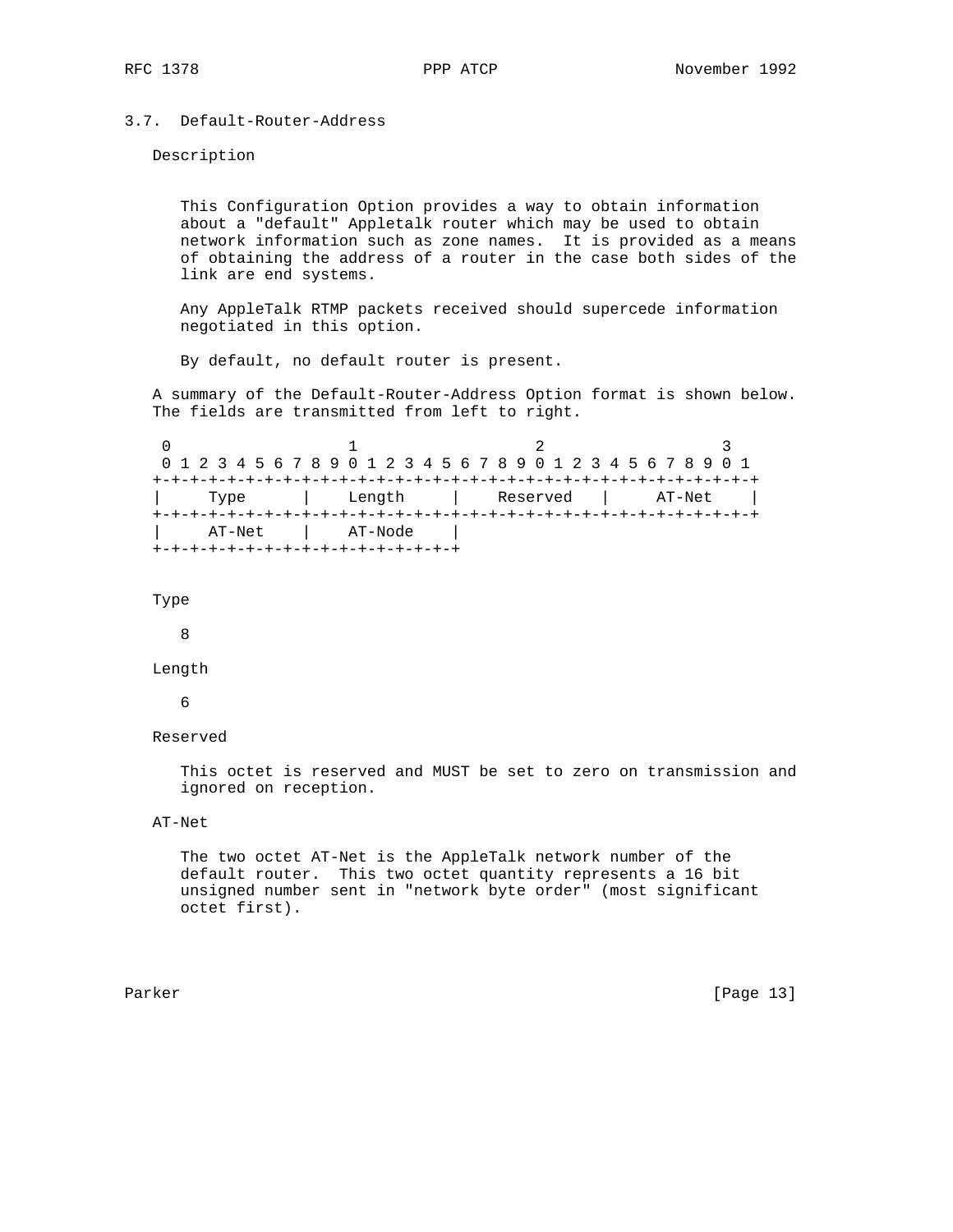### 3.7. Default-Router-Address

Description

This Configuration Option provides a way to obtain information about a "default" Appletalk router which may be used to obtain network information such as zone names. It is provided as a means of obtaining the address of a router in the case both sides of the link are end systems.

Any AppleTalk RTMP packets received should supercede information negotiated in this option.

By default, no default router is present.

A summary of the Default-Router-Address Option format is shown below. The fields are transmitted from left to right.

```
 0                   1                   2                   3
 0 1 2 3 4 5 6 7 8 9 0 1 2 3 4 5 6 7 8 9 0 1 2 3 4 5 6 7 8 9 0 1
+-+-+-+-+-+-+-+-+-+-+-+-+-+-+-+-+-+-+-+-+-+-+-+-+-+-+-+-+-+-+-+-+
|     Type      |    Length     |    Reserved   |     AT-Net    |
+-+-+-+-+-+-+-+-+-+-+-+-+-+-+-+-+-+-+-+-+-+-+-+-+-+-+-+-+-+-+-+-+
|     AT-Net    |    AT-Node    |
+-+-+-+-+-+-+-+-+-+-+-+-+-+-+-+-+
```

Type

8

Length

6

Reserved

This octet is reserved and MUST be set to zero on transmission and ignored on reception.

AT-Net

The two octet AT-Net is the AppleTalk network number of the default router. This two octet quantity represents a 16 bit unsigned number sent in "network byte order" (most significant octet first).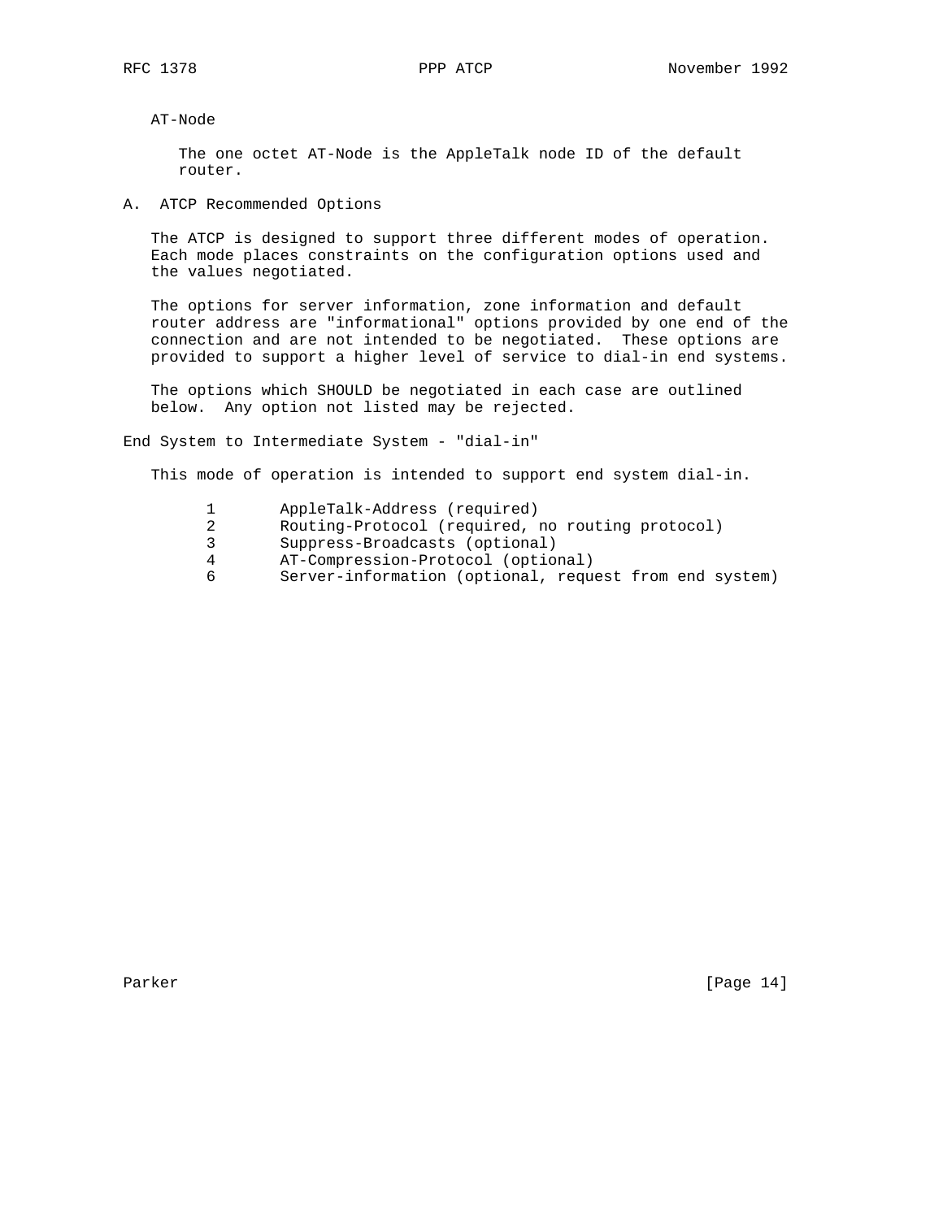AT-Node

The one octet AT-Node is the AppleTalk node ID of the default router.

## A. ATCP Recommended Options

The ATCP is designed to support three different modes of operation. Each mode places constraints on the configuration options used and the values negotiated.

The options for server information, zone information and default router address are "informational" options provided by one end of the connection and are not intended to be negotiated. These options are provided to support a higher level of service to dial-in end systems.

The options which SHOULD be negotiated in each case are outlined below. Any option not listed may be rejected.

### End System to Intermediate System - "dial-in"

This mode of operation is intended to support end system dial-in.

```
1       AppleTalk-Address (required)
2       Routing-Protocol (required, no routing protocol)
3       Suppress-Broadcasts (optional)
4       AT-Compression-Protocol (optional)
6       Server-information (optional, request from end system)
```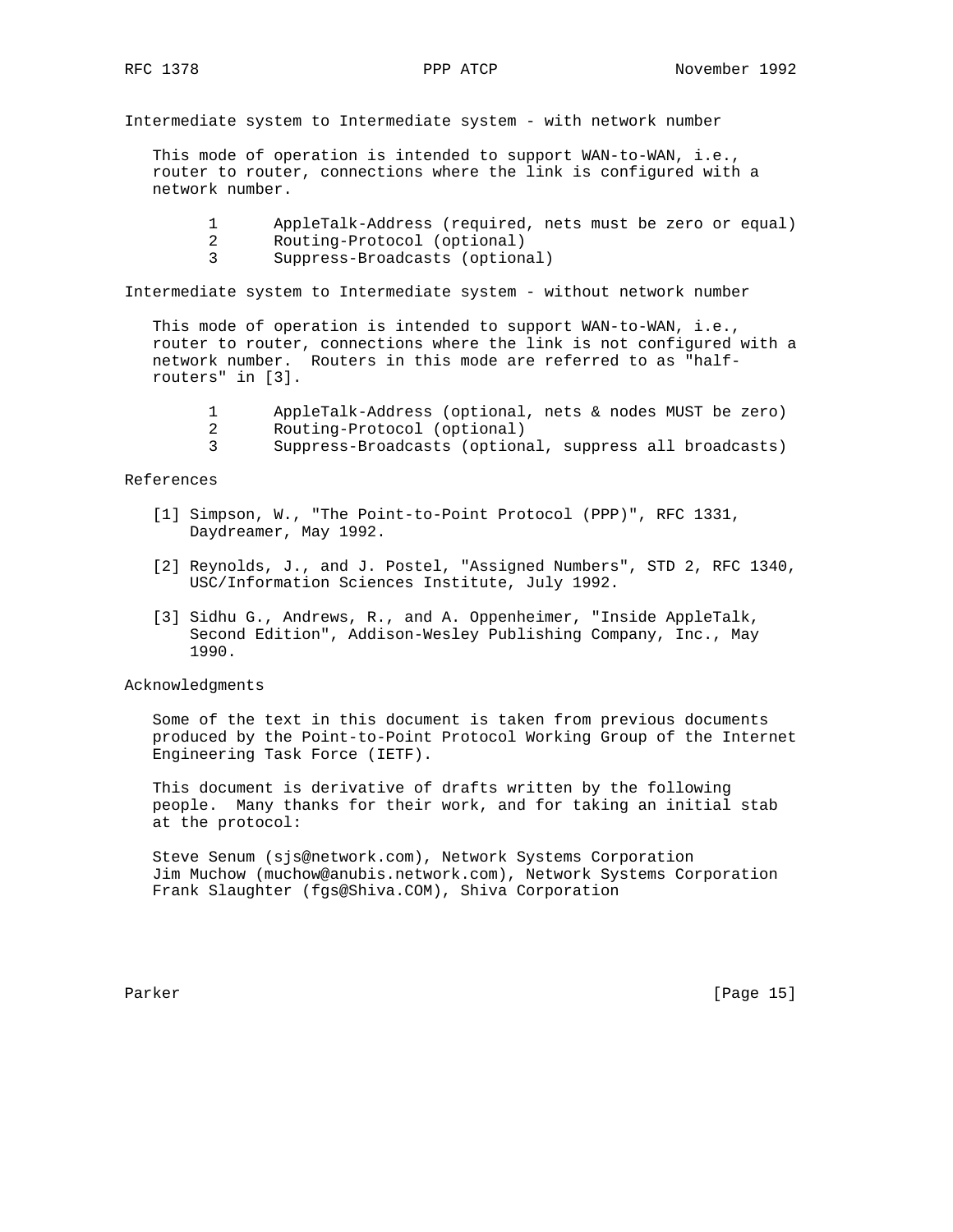Intermediate system to Intermediate system - with network number

This mode of operation is intended to support WAN-to-WAN, i.e., router to router, connections where the link is configured with a network number.

```
1      AppleTalk-Address (required, nets must be zero or equal)
2      Routing-Protocol (optional)
3      Suppress-Broadcasts (optional)
```

Intermediate system to Intermediate system - without network number

This mode of operation is intended to support WAN-to-WAN, i.e., router to router, connections where the link is not configured with a network number. Routers in this mode are referred to as "half-routers" in [3].

```
1      AppleTalk-Address (optional, nets & nodes MUST be zero)
2      Routing-Protocol (optional)
3      Suppress-Broadcasts (optional, suppress all broadcasts)
```

## References

[1] Simpson, W., "The Point-to-Point Protocol (PPP)", RFC 1331, Daydreamer, May 1992.

[2] Reynolds, J., and J. Postel, "Assigned Numbers", STD 2, RFC 1340, USC/Information Sciences Institute, July 1992.

[3] Sidhu G., Andrews, R., and A. Oppenheimer, "Inside AppleTalk, Second Edition", Addison-Wesley Publishing Company, Inc., May 1990.

## Acknowledgments

Some of the text in this document is taken from previous documents produced by the Point-to-Point Protocol Working Group of the Internet Engineering Task Force (IETF).

This document is derivative of drafts written by the following people. Many thanks for their work, and for taking an initial stab at the protocol:

Steve Senum (sjs@network.com), Network Systems Corporation
Jim Muchow (muchow@anubis.network.com), Network Systems Corporation
Frank Slaughter (fgs@Shiva.COM), Shiva Corporation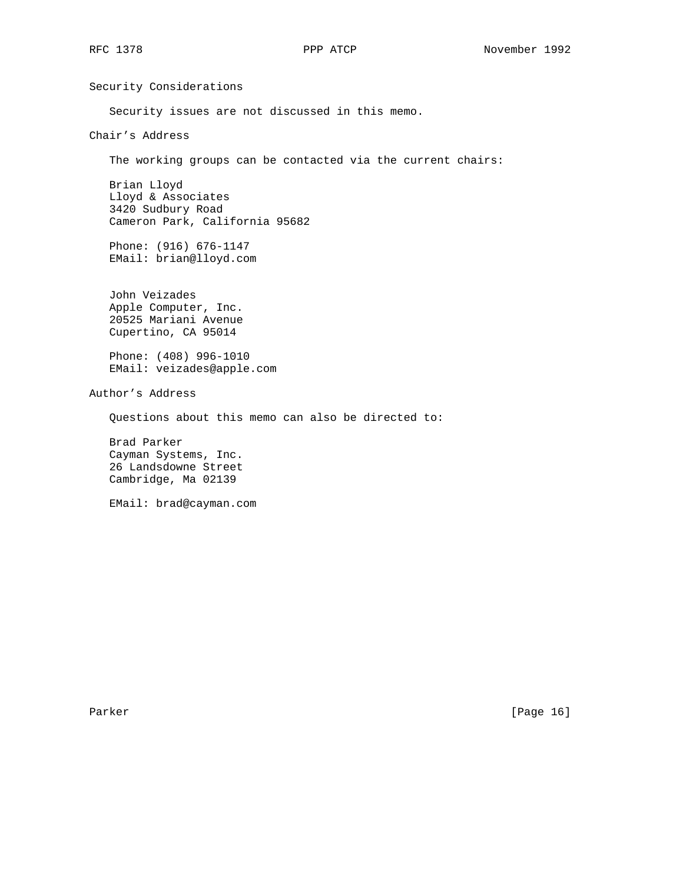## Security Considerations

Security issues are not discussed in this memo.

## Chair's Address

The working groups can be contacted via the current chairs:

Brian Lloyd
Lloyd & Associates
3420 Sudbury Road
Cameron Park, California 95682

Phone: (916) 676-1147
EMail: brian@lloyd.com

John Veizades
Apple Computer, Inc.
20525 Mariani Avenue
Cupertino, CA 95014

Phone: (408) 996-1010
EMail: veizades@apple.com

## Author's Address

Questions about this memo can also be directed to:

Brad Parker
Cayman Systems, Inc.
26 Landsdowne Street
Cambridge, Ma 02139

EMail: brad@cayman.com